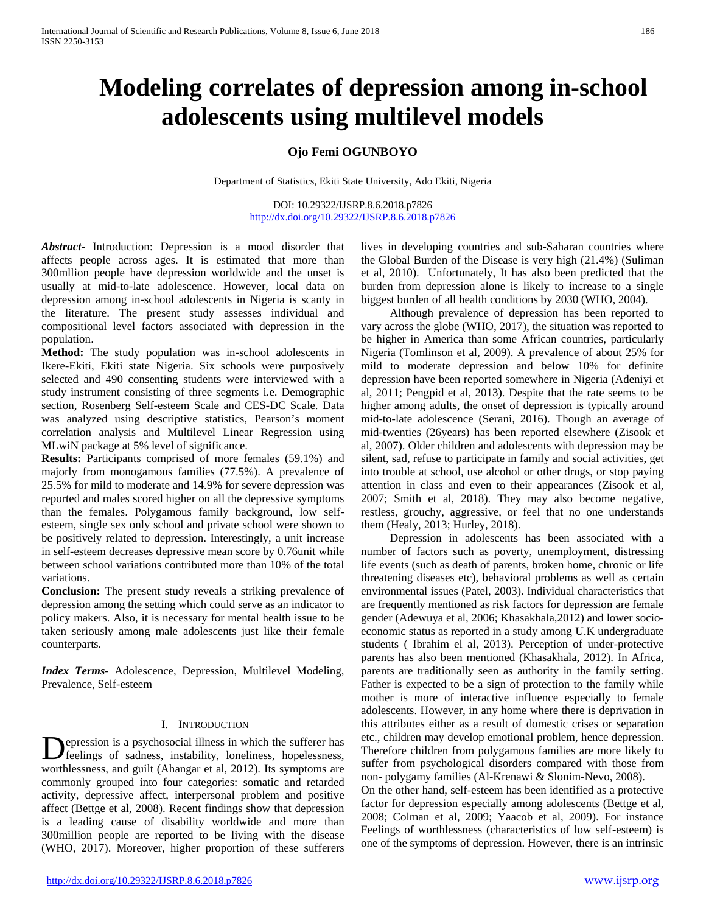# Modeling correlates of depression among in-school adolescents using multilevel models

**Ojo Femi OGUNBOYO**

Department of Statistics, Ekiti State University, Ado Ekiti, Nigeria

DOI: 10.29322/IJSRP.8.6.2018.p7826
http://dx.doi.org/10.29322/IJSRP.8.6.2018.p7826

***Abstract***- Introduction: Depression is a mood disorder that affects people across ages. It is estimated that more than 300mllion people have depression worldwide and the unset is usually at mid-to-late adolescence. However, local data on depression among in-school adolescents in Nigeria is scanty in the literature. The present study assesses individual and compositional level factors associated with depression in the population.

**Method:** The study population was in-school adolescents in Ikere-Ekiti, Ekiti state Nigeria. Six schools were purposively selected and 490 consenting students were interviewed with a study instrument consisting of three segments i.e. Demographic section, Rosenberg Self-esteem Scale and CES-DC Scale. Data was analyzed using descriptive statistics, Pearson's moment correlation analysis and Multilevel Linear Regression using MLwiN package at 5% level of significance.

**Results:** Participants comprised of more females (59.1%) and majorly from monogamous families (77.5%). A prevalence of 25.5% for mild to moderate and 14.9% for severe depression was reported and males scored higher on all the depressive symptoms than the females. Polygamous family background, low self-esteem, single sex only school and private school were shown to be positively related to depression. Interestingly, a unit increase in self-esteem decreases depressive mean score by 0.76unit while between school variations contributed more than 10% of the total variations.

**Conclusion:** The present study reveals a striking prevalence of depression among the setting which could serve as an indicator to policy makers. Also, it is necessary for mental health issue to be taken seriously among male adolescents just like their female counterparts.

***Index Terms***- Adolescence, Depression, Multilevel Modeling, Prevalence, Self-esteem

## I. Introduction

Depression is a psychosocial illness in which the sufferer has feelings of sadness, instability, loneliness, hopelessness, worthlessness, and guilt (Ahangar et al, 2012). Its symptoms are commonly grouped into four categories: somatic and retarded activity, depressive affect, interpersonal problem and positive affect (Bettge et al, 2008). Recent findings show that depression is a leading cause of disability worldwide and more than 300million people are reported to be living with the disease (WHO, 2017). Moreover, higher proportion of these sufferers lives in developing countries and sub-Saharan countries where the Global Burden of the Disease is very high (21.4%) (Suliman et al, 2010). Unfortunately, It has also been predicted that the burden from depression alone is likely to increase to a single biggest burden of all health conditions by 2030 (WHO, 2004).

Although prevalence of depression has been reported to vary across the globe (WHO, 2017), the situation was reported to be higher in America than some African countries, particularly Nigeria (Tomlinson et al, 2009). A prevalence of about 25% for mild to moderate depression and below 10% for definite depression have been reported somewhere in Nigeria (Adeniyi et al, 2011; Pengpid et al, 2013). Despite that the rate seems to be higher among adults, the onset of depression is typically around mid-to-late adolescence (Serani, 2016). Though an average of mid-twenties (26years) has been reported elsewhere (Zisook et al, 2007). Older children and adolescents with depression may be silent, sad, refuse to participate in family and social activities, get into trouble at school, use alcohol or other drugs, or stop paying attention in class and even to their appearances (Zisook et al, 2007; Smith et al, 2018). They may also become negative, restless, grouchy, aggressive, or feel that no one understands them (Healy, 2013; Hurley, 2018).

Depression in adolescents has been associated with a number of factors such as poverty, unemployment, distressing life events (such as death of parents, broken home, chronic or life threatening diseases etc), behavioral problems as well as certain environmental issues (Patel, 2003). Individual characteristics that are frequently mentioned as risk factors for depression are female gender (Adewuya et al, 2006; Khasakhala,2012) and lower socio-economic status as reported in a study among U.K undergraduate students ( Ibrahim el al, 2013). Perception of under-protective parents has also been mentioned (Khasakhala, 2012). In Africa, parents are traditionally seen as authority in the family setting. Father is expected to be a sign of protection to the family while mother is more of interactive influence especially to female adolescents. However, in any home where there is deprivation in this attributes either as a result of domestic crises or separation etc., children may develop emotional problem, hence depression. Therefore children from polygamous families are more likely to suffer from psychological disorders compared with those from non- polygamy families (Al-Krenawi & Slonim-Nevo, 2008).

On the other hand, self-esteem has been identified as a protective factor for depression especially among adolescents (Bettge et al, 2008; Colman et al, 2009; Yaacob et al, 2009). For instance Feelings of worthlessness (characteristics of low self-esteem) is one of the symptoms of depression. However, there is an intrinsic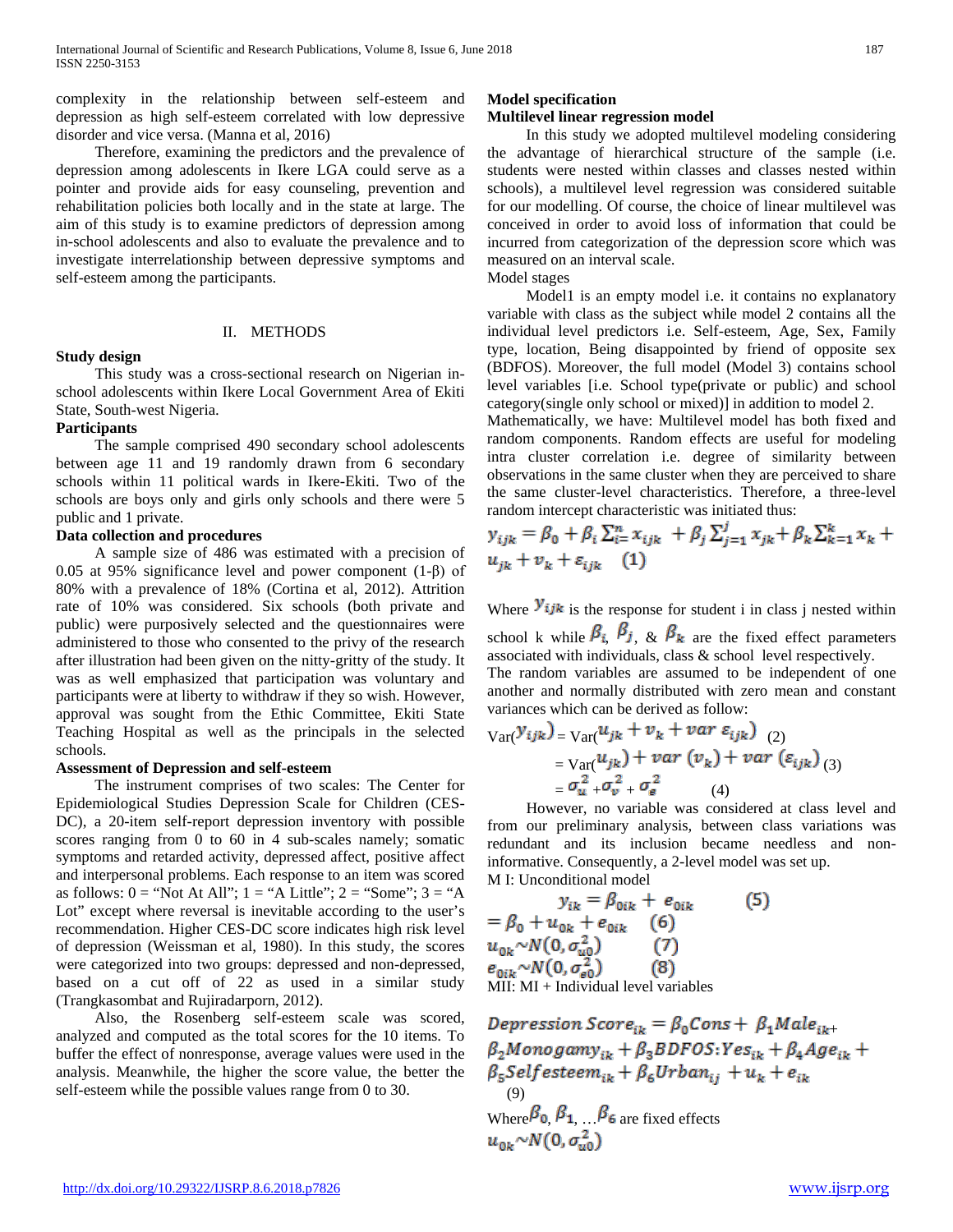complexity in the relationship between self-esteem and depression as high self-esteem correlated with low depressive disorder and vice versa. (Manna et al, 2016)

Therefore, examining the predictors and the prevalence of depression among adolescents in Ikere LGA could serve as a pointer and provide aids for easy counseling, prevention and rehabilitation policies both locally and in the state at large. The aim of this study is to examine predictors of depression among in-school adolescents and also to evaluate the prevalence and to investigate interrelationship between depressive symptoms and self-esteem among the participants.

## II. METHODS

### Study design

This study was a cross-sectional research on Nigerian in-school adolescents within Ikere Local Government Area of Ekiti State, South-west Nigeria.

### Participants

The sample comprised 490 secondary school adolescents between age 11 and 19 randomly drawn from 6 secondary schools within 11 political wards in Ikere-Ekiti. Two of the schools are boys only and girls only schools and there were 5 public and 1 private.

### Data collection and procedures

A sample size of 486 was estimated with a precision of 0.05 at 95% significance level and power component (1-β) of 80% with a prevalence of 18% (Cortina et al, 2012). Attrition rate of 10% was considered. Six schools (both private and public) were purposively selected and the questionnaires were administered to those who consented to the privy of the research after illustration had been given on the nitty-gritty of the study. It was as well emphasized that participation was voluntary and participants were at liberty to withdraw if they so wish. However, approval was sought from the Ethic Committee, Ekiti State Teaching Hospital as well as the principals in the selected schools.

### Assessment of Depression and self-esteem

The instrument comprises of two scales: The Center for Epidemiological Studies Depression Scale for Children (CES-DC), a 20-item self-report depression inventory with possible scores ranging from 0 to 60 in 4 sub-scales namely; somatic symptoms and retarded activity, depressed affect, positive affect and interpersonal problems. Each response to an item was scored as follows: 0 = "Not At All"; 1 = "A Little"; 2 = "Some"; 3 = "A Lot" except where reversal is inevitable according to the user's recommendation. Higher CES-DC score indicates high risk level of depression (Weissman et al, 1980). In this study, the scores were categorized into two groups: depressed and non-depressed, based on a cut off of 22 as used in a similar study (Trangkasombat and Rujiradarporn, 2012).

Also, the Rosenberg self-esteem scale was scored, analyzed and computed as the total scores for the 10 items. To buffer the effect of nonresponse, average values were used in the analysis. Meanwhile, the higher the score value, the better the self-esteem while the possible values range from 0 to 30.

### Model specification

### Multilevel linear regression model

In this study we adopted multilevel modeling considering the advantage of hierarchical structure of the sample (i.e. students were nested within classes and classes nested within schools), a multilevel level regression was considered suitable for our modelling. Of course, the choice of linear multilevel was conceived in order to avoid loss of information that could be incurred from categorization of the depression score which was measured on an interval scale.

Model stages

Model1 is an empty model i.e. it contains no explanatory variable with class as the subject while model 2 contains all the individual level predictors i.e. Self-esteem, Age, Sex, Family type, location, Being disappointed by friend of opposite sex (BDFOS). Moreover, the full model (Model 3) contains school level variables [i.e. School type(private or public) and school category(single only school or mixed)] in addition to model 2.

Mathematically, we have: Multilevel model has both fixed and random components. Random effects are useful for modeling intra cluster correlation i.e. degree of similarity between observations in the same cluster when they are perceived to share the same cluster-level characteristics. Therefore, a three-level random intercept characteristic was initiated thus:

$$y_{ijk} = \beta_0 + \beta_i \sum_{i=}^{n} x_{ijk} + \beta_j \sum_{j=1}^{j} x_{jk} + \beta_k \sum_{k=1}^{k} x_k + u_{jk} + v_k + \varepsilon_{ijk} \quad (1)$$

Where $y_{ijk}$ is the response for student i in class j nested within school k while $\beta_i$, $\beta_j$, & $\beta_k$ are the fixed effect parameters associated with individuals, class & school level respectively.

The random variables are assumed to be independent of one another and normally distributed with zero mean and constant variances which can be derived as follow:

$$\text{Var}(y_{ijk}) = \text{Var}(u_{jk} + v_k + var\ \varepsilon_{ijk}) \quad (2)$$

$$= \text{Var}(u_{jk}) + var\ (v_k) + var\ (\varepsilon_{ijk}) \quad (3)$$

$$= \sigma_u^2 + \sigma_v^2 + \sigma_e^2 \quad (4)$$

However, no variable was considered at class level and from our preliminary analysis, between class variations was redundant and its inclusion became needless and non-informative. Consequently, a 2-level model was set up.

M I: Unconditional model

$$y_{ik} = \beta_{0ik} + e_{0ik} \quad (5)$$

$$= \beta_0 + u_{0k} + e_{0ik} \quad (6)$$

$$u_{0k} \sim N(0, \sigma_{u0}^2) \quad (7)$$

$$e_{0ik} \sim N(0, \sigma_{e0}^2) \quad (8)$$

MII: MI + Individual level variables

$$Depression\ Score_{ik} = \beta_0 Cons + \beta_1 Male_{ik} + \beta_2 Monogamy_{ik} + \beta_3 BDFOS{:}Yes_{ik} + \beta_4 Age_{ik} + \beta_5 Selfesteem_{ik} + \beta_6 Urban_{ij} + u_k + e_{ik} \quad (9)$$

Where $\beta_0$, $\beta_1$, …$\beta_6$ are fixed effects

$$u_{0k} \sim N(0, \sigma_{u0}^2)$$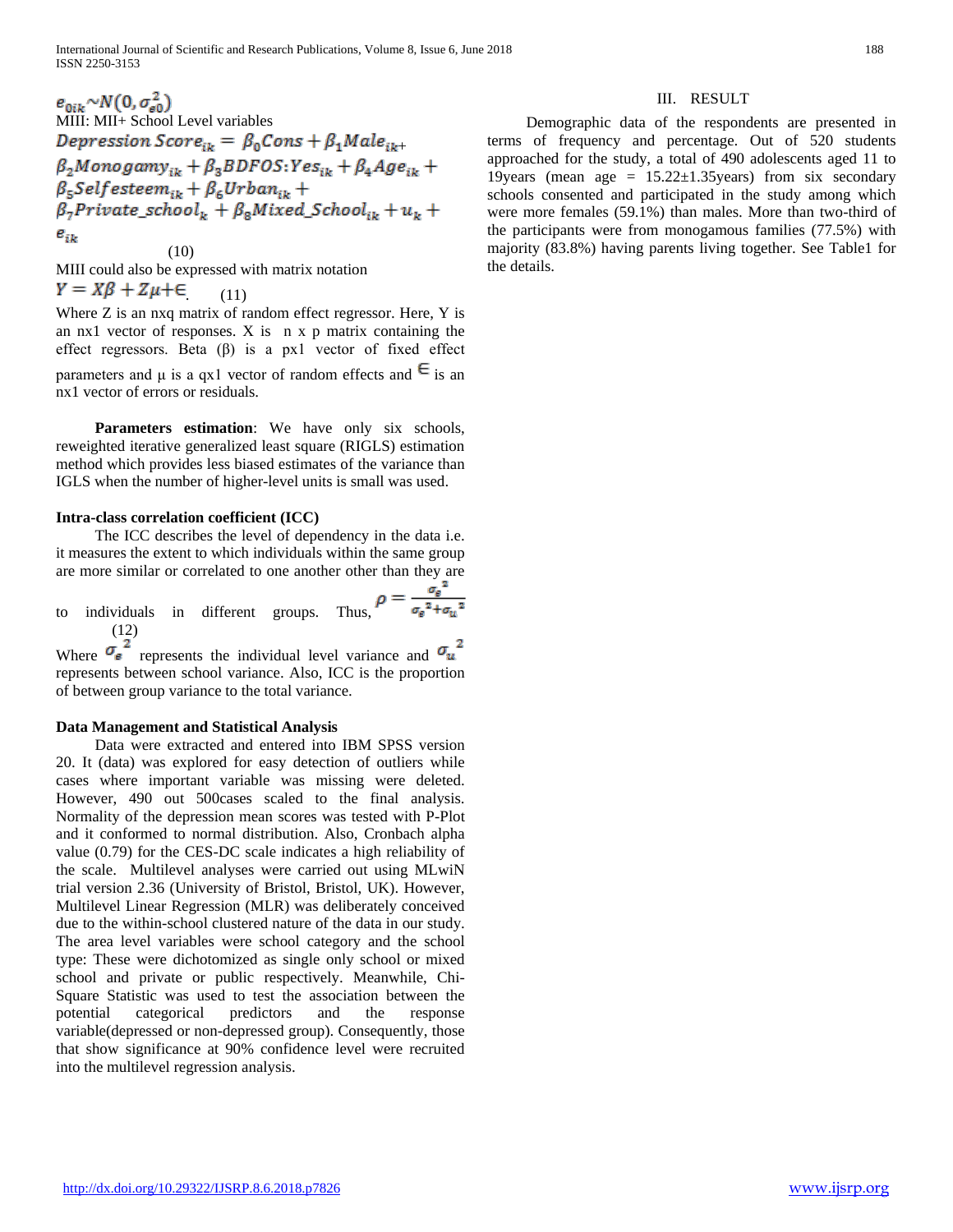$e_{0ik} \sim N(0, \sigma_{e0}^2)$

MIII: MII+ School Level variables

$$Depression\ Score_{ik} = \beta_0 Cons + \beta_1 Male_{ik} + \beta_2 Monogamy_{ik} + \beta_3 BDFOS{:}Yes_{ik} + \beta_4 Age_{ik} + \beta_5 Selfesteem_{ik} + \beta_6 Urban_{ik} + \beta_7 Private\_school_k + \beta_8 Mixed\_School_{ik} + u_k + e_{ik} \quad (10)$$

MIII could also be expressed with matrix notation

$$Y = X\beta + Z\mu + \epsilon \quad (11)$$

Where Z is an nxq matrix of random effect regressor. Here, Y is an nx1 vector of responses. X is n x p matrix containing the effect regressors. Beta (β) is a px1 vector of fixed effect parameters and μ is a qx1 vector of random effects and $\epsilon$ is an nx1 vector of errors or residuals.

**Parameters estimation**: We have only six schools, reweighted iterative generalized least square (RIGLS) estimation method which provides less biased estimates of the variance than IGLS when the number of higher-level units is small was used.

#### Intra-class correlation coefficient (ICC)

The ICC describes the level of dependency in the data i.e. it measures the extent to which individuals within the same group are more similar or correlated to one another other than they are to individuals in different groups. Thus, $\rho = \frac{\sigma_e^2}{\sigma_e^2 + \sigma_u^2}$ (12)

Where $\sigma_e^2$ represents the individual level variance and $\sigma_u^2$ represents between school variance. Also, ICC is the proportion of between group variance to the total variance.

#### Data Management and Statistical Analysis

Data were extracted and entered into IBM SPSS version 20. It (data) was explored for easy detection of outliers while cases where important variable was missing were deleted. However, 490 out 500cases scaled to the final analysis. Normality of the depression mean scores was tested with P-Plot and it conformed to normal distribution. Also, Cronbach alpha value (0.79) for the CES-DC scale indicates a high reliability of the scale. Multilevel analyses were carried out using MLwiN trial version 2.36 (University of Bristol, Bristol, UK). However, Multilevel Linear Regression (MLR) was deliberately conceived due to the within-school clustered nature of the data in our study. The area level variables were school category and the school type: These were dichotomized as single only school or mixed school and private or public respectively. Meanwhile, Chi-Square Statistic was used to test the association between the potential categorical predictors and the response variable(depressed or non-depressed group). Consequently, those that show significance at 90% confidence level were recruited into the multilevel regression analysis.

## III. RESULT

Demographic data of the respondents are presented in terms of frequency and percentage. Out of 520 students approached for the study, a total of 490 adolescents aged 11 to 19years (mean age = 15.22±1.35years) from six secondary schools consented and participated in the study among which were more females (59.1%) than males. More than two-third of the participants were from monogamous families (77.5%) with majority (83.8%) having parents living together. See Table1 for the details.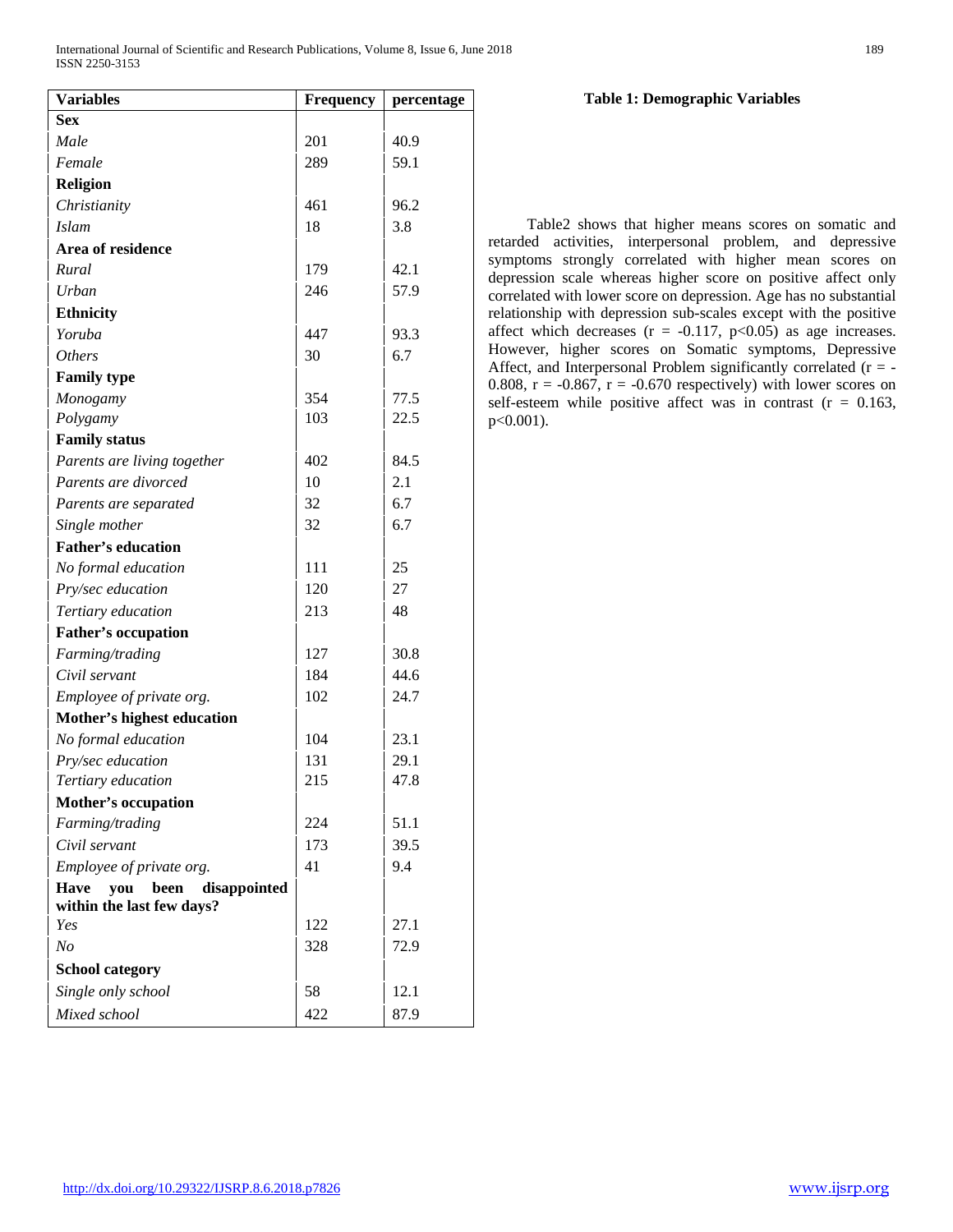**Table 1: Demographic Variables**

| Variables | Frequency | percentage |
|---|---|---|
| **Sex** | | |
| *Male* | 201 | 40.9 |
| *Female* | 289 | 59.1 |
| **Religion** | | |
| *Christianity* | 461 | 96.2 |
| *Islam* | 18 | 3.8 |
| **Area of residence** | | |
| *Rural* | 179 | 42.1 |
| *Urban* | 246 | 57.9 |
| **Ethnicity** | | |
| *Yoruba* | 447 | 93.3 |
| *Others* | 30 | 6.7 |
| **Family type** | | |
| *Monogamy* | 354 | 77.5 |
| *Polygamy* | 103 | 22.5 |
| **Family status** | | |
| *Parents are living together* | 402 | 84.5 |
| *Parents are divorced* | 10 | 2.1 |
| *Parents are separated* | 32 | 6.7 |
| *Single mother* | 32 | 6.7 |
| **Father's education** | | |
| *No formal education* | 111 | 25 |
| *Pry/sec education* | 120 | 27 |
| *Tertiary education* | 213 | 48 |
| **Father's occupation** | | |
| *Farming/trading* | 127 | 30.8 |
| *Civil servant* | 184 | 44.6 |
| *Employee of private org.* | 102 | 24.7 |
| **Mother's highest education** | | |
| *No formal education* | 104 | 23.1 |
| *Pry/sec education* | 131 | 29.1 |
| *Tertiary education* | 215 | 47.8 |
| **Mother's occupation** | | |
| *Farming/trading* | 224 | 51.1 |
| *Civil servant* | 173 | 39.5 |
| *Employee of private org.* | 41 | 9.4 |
| **Have you been disappointed within the last few days?** | | |
| *Yes* | 122 | 27.1 |
| *No* | 328 | 72.9 |
| **School category** | | |
| *Single only school* | 58 | 12.1 |
| *Mixed school* | 422 | 87.9 |

Table2 shows that higher means scores on somatic and retarded activities, interpersonal problem, and depressive symptoms strongly correlated with higher mean scores on depression scale whereas higher score on positive affect only correlated with lower score on depression. Age has no substantial relationship with depression sub-scales except with the positive affect which decreases ($r = -0.117$, $p<0.05$) as age increases. However, higher scores on Somatic symptoms, Depressive Affect, and Interpersonal Problem significantly correlated ($r = -0.808$, $r = -0.867$, $r = -0.670$ respectively) with lower scores on self-esteem while positive affect was in contrast ($r = 0.163$, $p<0.001$).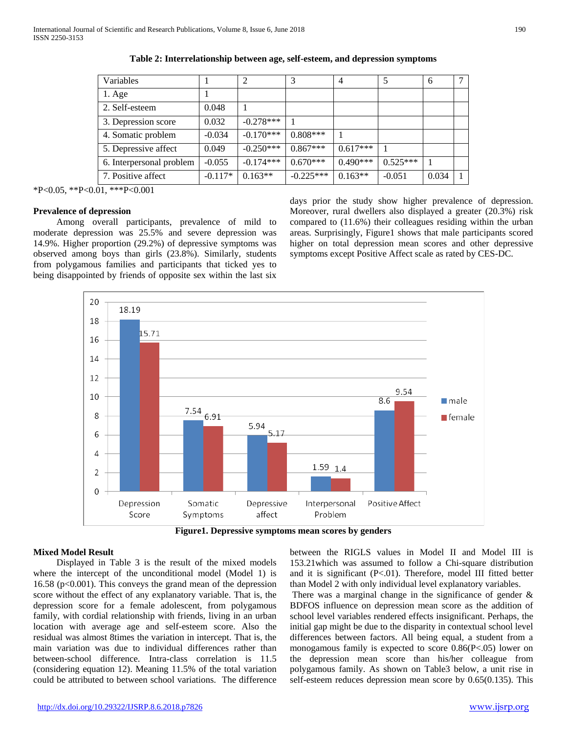**Table 2: Interrelationship between age, self-esteem, and depression symptoms**

| Variables | 1 | 2 | 3 | 4 | 5 | 6 | 7 |
|---|---|---|---|---|---|---|---|
| 1. Age | 1 | | | | | | |
| 2. Self-esteem | 0.048 | 1 | | | | | |
| 3. Depression score | 0.032 | -0.278*** | 1 | | | | |
| 4. Somatic problem | -0.034 | -0.170*** | 0.808*** | 1 | | | |
| 5. Depressive affect | 0.049 | -0.250*** | 0.867*** | 0.617*** | 1 | | |
| 6. Interpersonal problem | -0.055 | -0.174*** | 0.670*** | 0.490*** | 0.525*** | 1 | |
| 7. Positive affect | -0.117* | 0.163** | -0.225*** | 0.163** | -0.051 | 0.034 | 1 |

*P<0.05, **P<0.01, ***P<0.001

### Prevalence of depression

Among overall participants, prevalence of mild to moderate depression was 25.5% and severe depression was 14.9%. Higher proportion (29.2%) of depressive symptoms was observed among boys than girls (23.8%). Similarly, students from polygamous families and participants that ticked yes to being disappointed by friends of opposite sex within the last six days prior the study show higher prevalence of depression. Moreover, rural dwellers also displayed a greater (20.3%) risk compared to (11.6%) their colleagues residing within the urban areas. Surprisingly, Figure1 shows that male participants scored higher on total depression mean scores and other depressive symptoms except Positive Affect scale as rated by CES-DC.

| | Depression Score | Somatic Symptoms | Depressive affect | Interpersonal Problem | Positive Affect |
|---|---|---|---|---|---|
| male | 18.19 | 7.54 | 5.94 | 1.59 | 8.6 |
| female | 15.71 | 6.91 | 5.17 | 1.4 | 9.54 |

**Figure1. Depressive symptoms mean scores by genders**

### Mixed Model Result

Displayed in Table 3 is the result of the mixed models where the intercept of the unconditional model (Model 1) is 16.58 (p<0.001). This conveys the grand mean of the depression score without the effect of any explanatory variable. That is, the depression score for a female adolescent, from polygamous family, with cordial relationship with friends, living in an urban location with average age and self-esteem score. Also the residual was almost 8times the variation in intercept. That is, the main variation was due to individual differences rather than between-school difference. Intra-class correlation is 11.5 (considering equation 12). Meaning 11.5% of the total variation could be attributed to between school variations. The difference between the RIGLS values in Model II and Model III is 153.21which was assumed to follow a Chi-square distribution and it is significant (P<.01). Therefore, model III fitted better than Model 2 with only individual level explanatory variables.

There was a marginal change in the significance of gender & BDFOS influence on depression mean score as the addition of school level variables rendered effects insignificant. Perhaps, the initial gap might be due to the disparity in contextual school level differences between factors. All being equal, a student from a monogamous family is expected to score 0.86(P<.05) lower on the depression mean score than his/her colleague from polygamous family. As shown on Table3 below, a unit rise in self-esteem reduces depression mean score by 0.65(0.135). This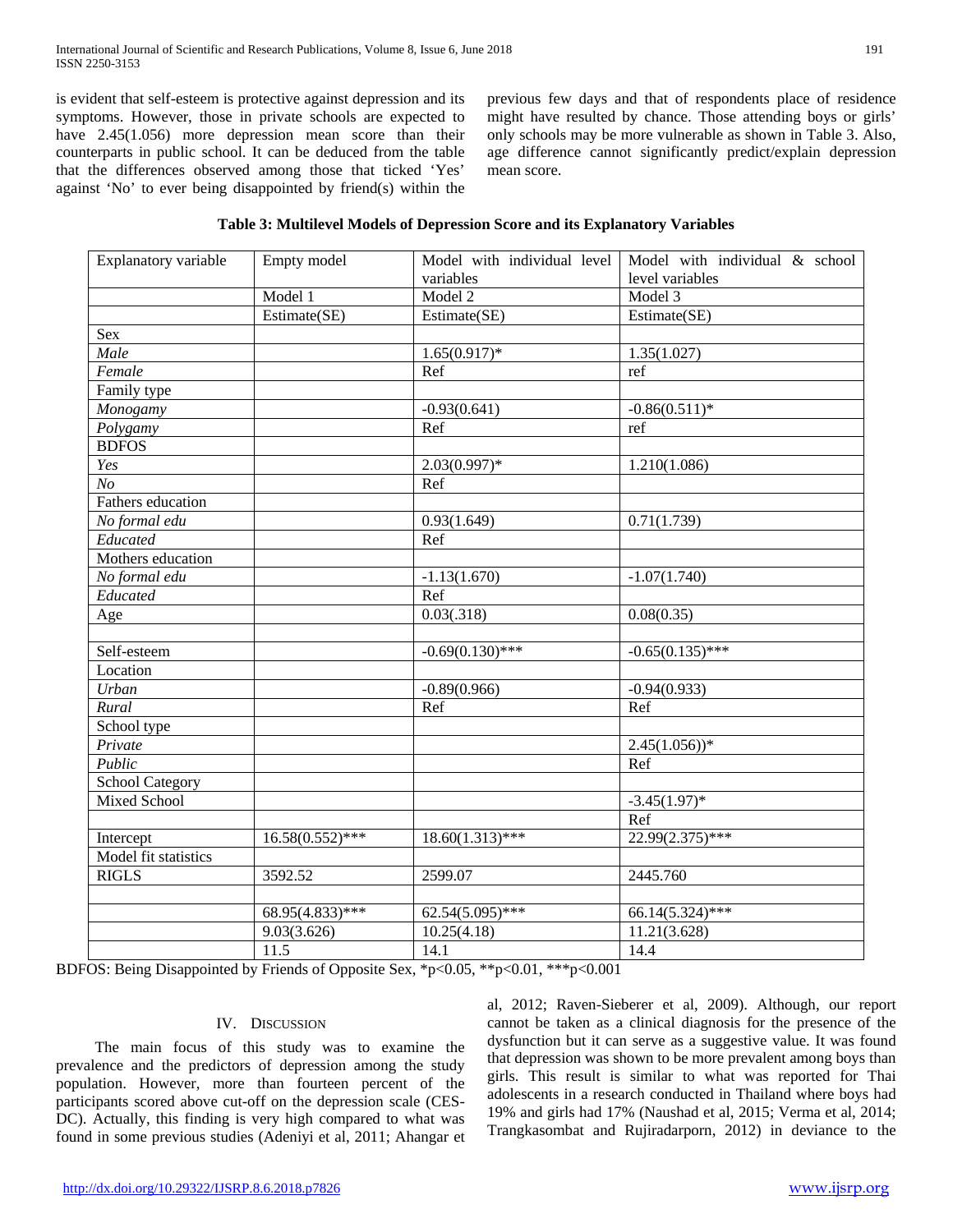is evident that self-esteem is protective against depression and its symptoms. However, those in private schools are expected to have 2.45(1.056) more depression mean score than their counterparts in public school. It can be deduced from the table that the differences observed among those that ticked 'Yes' against 'No' to ever being disappointed by friend(s) within the previous few days and that of respondents place of residence might have resulted by chance. Those attending boys or girls' only schools may be more vulnerable as shown in Table 3. Also, age difference cannot significantly predict/explain depression mean score.

**Table 3: Multilevel Models of Depression Score and its Explanatory Variables**

| Explanatory variable | Empty model | Model with individual level variables | Model with individual & school level variables |
|---|---|---|---|
| | Model 1 | Model 2 | Model 3 |
| | Estimate(SE) | Estimate(SE) | Estimate(SE) |
| Sex | | | |
| *Male* | | 1.65(0.917)* | 1.35(1.027) |
| *Female* | | Ref | ref |
| Family type | | | |
| *Monogamy* | | -0.93(0.641) | -0.86(0.511)* |
| *Polygamy* | | Ref | ref |
| BDFOS | | | |
| *Yes* | | 2.03(0.997)* | 1.210(1.086) |
| *No* | | Ref | |
| Fathers education | | | |
| *No formal edu* | | 0.93(1.649) | 0.71(1.739) |
| *Educated* | | Ref | |
| Mothers education | | | |
| *No formal edu* | | -1.13(1.670) | -1.07(1.740) |
| *Educated* | | Ref | |
| Age | | 0.03(.318) | 0.08(0.35) |
| | | | |
| Self-esteem | | -0.69(0.130)*** | -0.65(0.135)*** |
| Location | | | |
| *Urban* | | -0.89(0.966) | -0.94(0.933) |
| *Rural* | | Ref | Ref |
| School type | | | |
| *Private* | | | 2.45(1.056))* |
| *Public* | | | Ref |
| School Category | | | |
| Mixed School | | | -3.45(1.97)* |
| | | | Ref |
| Intercept | 16.58(0.552)*** | 18.60(1.313)*** | 22.99(2.375)*** |
| Model fit statistics | | | |
| RIGLS | 3592.52 | 2599.07 | 2445.760 |
| | | | |
| | 68.95(4.833)*** | 62.54(5.095)*** | 66.14(5.324)*** |
| | 9.03(3.626) | 10.25(4.18) | 11.21(3.628) |
| | 11.5 | 14.1 | 14.4 |

BDFOS: Being Disappointed by Friends of Opposite Sex, *p<0.05, **p<0.01, ***p<0.001

## IV. Discussion

The main focus of this study was to examine the prevalence and the predictors of depression among the study population. However, more than fourteen percent of the participants scored above cut-off on the depression scale (CES-DC). Actually, this finding is very high compared to what was found in some previous studies (Adeniyi et al, 2011; Ahangar et al, 2012; Raven-Sieberer et al, 2009). Although, our report cannot be taken as a clinical diagnosis for the presence of the dysfunction but it can serve as a suggestive value. It was found that depression was shown to be more prevalent among boys than girls. This result is similar to what was reported for Thai adolescents in a research conducted in Thailand where boys had 19% and girls had 17% (Naushad et al, 2015; Verma et al, 2014; Trangkasombat and Rujiradarporn, 2012) in deviance to the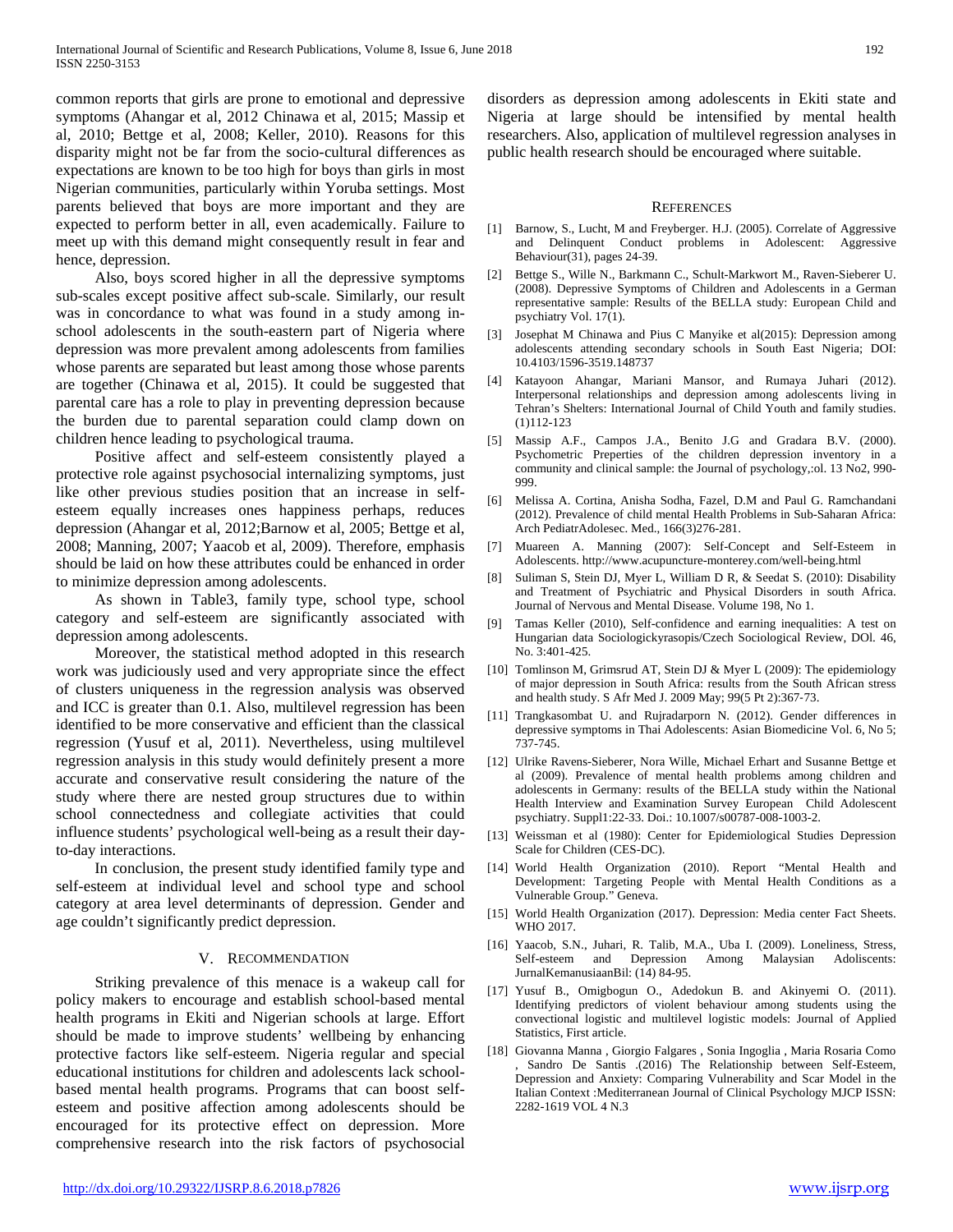common reports that girls are prone to emotional and depressive symptoms (Ahangar et al, 2012 Chinawa et al, 2015; Massip et al, 2010; Bettge et al, 2008; Keller, 2010). Reasons for this disparity might not be far from the socio-cultural differences as expectations are known to be too high for boys than girls in most Nigerian communities, particularly within Yoruba settings. Most parents believed that boys are more important and they are expected to perform better in all, even academically. Failure to meet up with this demand might consequently result in fear and hence, depression.

Also, boys scored higher in all the depressive symptoms sub-scales except positive affect sub-scale. Similarly, our result was in concordance to what was found in a study among in-school adolescents in the south-eastern part of Nigeria where depression was more prevalent among adolescents from families whose parents are separated but least among those whose parents are together (Chinawa et al, 2015). It could be suggested that parental care has a role to play in preventing depression because the burden due to parental separation could clamp down on children hence leading to psychological trauma.

Positive affect and self-esteem consistently played a protective role against psychosocial internalizing symptoms, just like other previous studies position that an increase in self-esteem equally increases ones happiness perhaps, reduces depression (Ahangar et al, 2012;Barnow et al, 2005; Bettge et al, 2008; Manning, 2007; Yaacob et al, 2009). Therefore, emphasis should be laid on how these attributes could be enhanced in order to minimize depression among adolescents.

As shown in Table3, family type, school type, school category and self-esteem are significantly associated with depression among adolescents.

Moreover, the statistical method adopted in this research work was judiciously used and very appropriate since the effect of clusters uniqueness in the regression analysis was observed and ICC is greater than 0.1. Also, multilevel regression has been identified to be more conservative and efficient than the classical regression (Yusuf et al, 2011). Nevertheless, using multilevel regression analysis in this study would definitely present a more accurate and conservative result considering the nature of the study where there are nested group structures due to within school connectedness and collegiate activities that could influence students' psychological well-being as a result their day-to-day interactions.

In conclusion, the present study identified family type and self-esteem at individual level and school type and school category at area level determinants of depression. Gender and age couldn't significantly predict depression.

## V. Recommendation

Striking prevalence of this menace is a wakeup call for policy makers to encourage and establish school-based mental health programs in Ekiti and Nigerian schools at large. Effort should be made to improve students' wellbeing by enhancing protective factors like self-esteem. Nigeria regular and special educational institutions for children and adolescents lack school-based mental health programs. Programs that can boost self-esteem and positive affection among adolescents should be encouraged for its protective effect on depression. More comprehensive research into the risk factors of psychosocial disorders as depression among adolescents in Ekiti state and Nigeria at large should be intensified by mental health researchers. Also, application of multilevel regression analyses in public health research should be encouraged where suitable.

## References

[1] Barnow, S., Lucht, M and Freyberger. H.J. (2005). Correlate of Aggressive and Delinquent Conduct problems in Adolescent: Aggressive Behaviour(31), pages 24-39.

[2] Bettge S., Wille N., Barkmann C., Schult-Markwort M., Raven-Sieberer U. (2008). Depressive Symptoms of Children and Adolescents in a German representative sample: Results of the BELLA study: European Child and psychiatry Vol. 17(1).

[3] Josephat M Chinawa and Pius C Manyike et al(2015): Depression among adolescents attending secondary schools in South East Nigeria; DOI: 10.4103/1596-3519.148737

[4] Katayoon Ahangar, Mariani Mansor, and Rumaya Juhari (2012). Interpersonal relationships and depression among adolescents living in Tehran's Shelters: International Journal of Child Youth and family studies. (1)112-123

[5] Massip A.F., Campos J.A., Benito J.G and Gradara B.V. (2000). Psychometric Preperties of the children depression inventory in a community and clinical sample: the Journal of psychology,:ol. 13 No2, 990-999.

[6] Melissa A. Cortina, Anisha Sodha, Fazel, D.M and Paul G. Ramchandani (2012). Prevalence of child mental Health Problems in Sub-Saharan Africa: Arch PediatrAdolesec. Med., 166(3)276-281.

[7] Muareen A. Manning (2007): Self-Concept and Self-Esteem in Adolescents. http://www.acupuncture-monterey.com/well-being.html

[8] Suliman S, Stein DJ, Myer L, William D R, & Seedat S. (2010): Disability and Treatment of Psychiatric and Physical Disorders in south Africa. Journal of Nervous and Mental Disease. Volume 198, No 1.

[9] Tamas Keller (2010), Self-confidence and earning inequalities: A test on Hungarian data Sociologickyrasopis/Czech Sociological Review, DOl. 46, No. 3:401-425.

[10] Tomlinson M, Grimsrud AT, Stein DJ & Myer L (2009): The epidemiology of major depression in South Africa: results from the South African stress and health study. S Afr Med J. 2009 May; 99(5 Pt 2):367-73.

[11] Trangkasombat U. and Rujradarporn N. (2012). Gender differences in depressive symptoms in Thai Adolescents: Asian Biomedicine Vol. 6, No 5; 737-745.

[12] Ulrike Ravens-Sieberer, Nora Wille, Michael Erhart and Susanne Bettge et al (2009). Prevalence of mental health problems among children and adolescents in Germany: results of the BELLA study within the National Health Interview and Examination Survey European Child Adolescent psychiatry. Suppl1:22-33. Doi.: 10.1007/s00787-008-1003-2.

[13] Weissman et al (1980): Center for Epidemiological Studies Depression Scale for Children (CES-DC).

[14] World Health Organization (2010). Report "Mental Health and Development: Targeting People with Mental Health Conditions as a Vulnerable Group." Geneva.

[15] World Health Organization (2017). Depression: Media center Fact Sheets. WHO 2017.

[16] Yaacob, S.N., Juhari, R. Talib, M.A., Uba I. (2009). Loneliness, Stress, Self-esteem and Depression Among Malaysian Adoliscents: JurnalKemanusiaanBil: (14) 84-95.

[17] Yusuf B., Omigbogun O., Adedokun B. and Akinyemi O. (2011). Identifying predictors of violent behaviour among students using the convectional logistic and multilevel logistic models: Journal of Applied Statistics, First article.

[18] Giovanna Manna , Giorgio Falgares , Sonia Ingoglia , Maria Rosaria Como , Sandro De Santis .(2016) The Relationship between Self-Esteem, Depression and Anxiety: Comparing Vulnerability and Scar Model in the Italian Context :Mediterranean Journal of Clinical Psychology MJCP ISSN: 2282-1619 VOL 4 N.3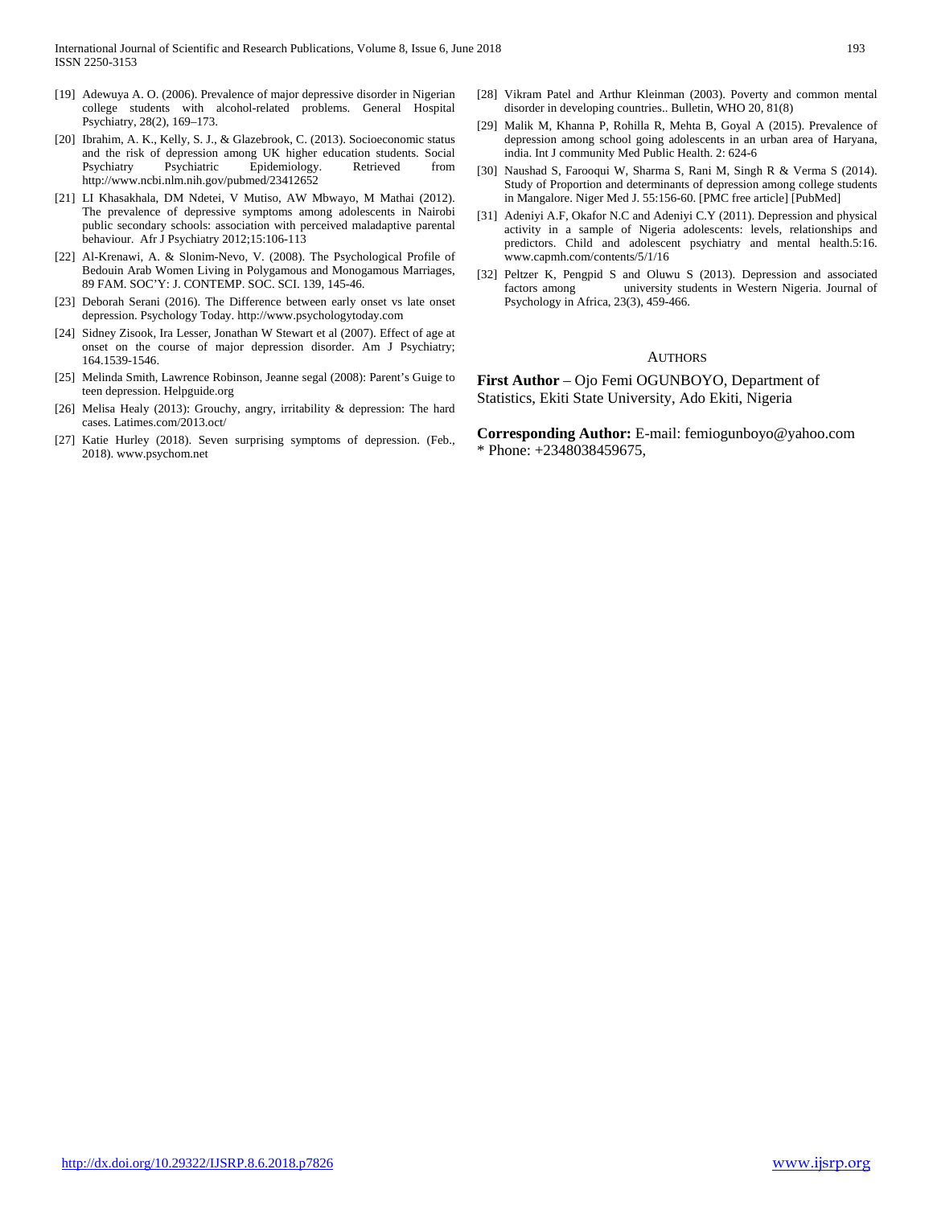[19] Adewuya A. O. (2006). Prevalence of major depressive disorder in Nigerian college students with alcohol-related problems. General Hospital Psychiatry, 28(2), 169–173.

[20] Ibrahim, A. K., Kelly, S. J., & Glazebrook, C. (2013). Socioeconomic status and the risk of depression among UK higher education students. Social Psychiatry Psychiatric Epidemiology. Retrieved from http://www.ncbi.nlm.nih.gov/pubmed/23412652

[21] LI Khasakhala, DM Ndetei, V Mutiso, AW Mbwayo, M Mathai (2012). The prevalence of depressive symptoms among adolescents in Nairobi public secondary schools: association with perceived maladaptive parental behaviour. Afr J Psychiatry 2012;15:106-113

[22] Al-Krenawi, A. & Slonim-Nevo, V. (2008). The Psychological Profile of Bedouin Arab Women Living in Polygamous and Monogamous Marriages, 89 FAM. SOC'Y: J. CONTEMP. SOC. SCI. 139, 145-46.

[23] Deborah Serani (2016). The Difference between early onset vs late onset depression. Psychology Today. http://www.psychologytoday.com

[24] Sidney Zisook, Ira Lesser, Jonathan W Stewart et al (2007). Effect of age at onset on the course of major depression disorder. Am J Psychiatry; 164.1539-1546.

[25] Melinda Smith, Lawrence Robinson, Jeanne segal (2008): Parent's Guige to teen depression. Helpguide.org

[26] Melisa Healy (2013): Grouchy, angry, irritability & depression: The hard cases. Latimes.com/2013.oct/

[27] Katie Hurley (2018). Seven surprising symptoms of depression. (Feb., 2018). www.psychom.net

[28] Vikram Patel and Arthur Kleinman (2003). Poverty and common mental disorder in developing countries.. Bulletin, WHO 20, 81(8)

[29] Malik M, Khanna P, Rohilla R, Mehta B, Goyal A (2015). Prevalence of depression among school going adolescents in an urban area of Haryana, india. Int J community Med Public Health. 2: 624-6

[30] Naushad S, Farooqui W, Sharma S, Rani M, Singh R & Verma S (2014). Study of Proportion and determinants of depression among college students in Mangalore. Niger Med J. 55:156-60. [PMC free article] [PubMed]

[31] Adeniyi A.F, Okafor N.C and Adeniyi C.Y (2011). Depression and physical activity in a sample of Nigeria adolescents: levels, relationships and predictors. Child and adolescent psychiatry and mental health.5:16. www.capmh.com/contents/5/1/16

[32] Peltzer K, Pengpid S and Oluwu S (2013). Depression and associated factors among university students in Western Nigeria. Journal of Psychology in Africa, 23(3), 459-466.

## AUTHORS

**First Author** – Ojo Femi OGUNBOYO, Department of Statistics, Ekiti State University, Ado Ekiti, Nigeria

**Corresponding Author:** E-mail: femiogunboyo@yahoo.com
* Phone: +2348038459675,